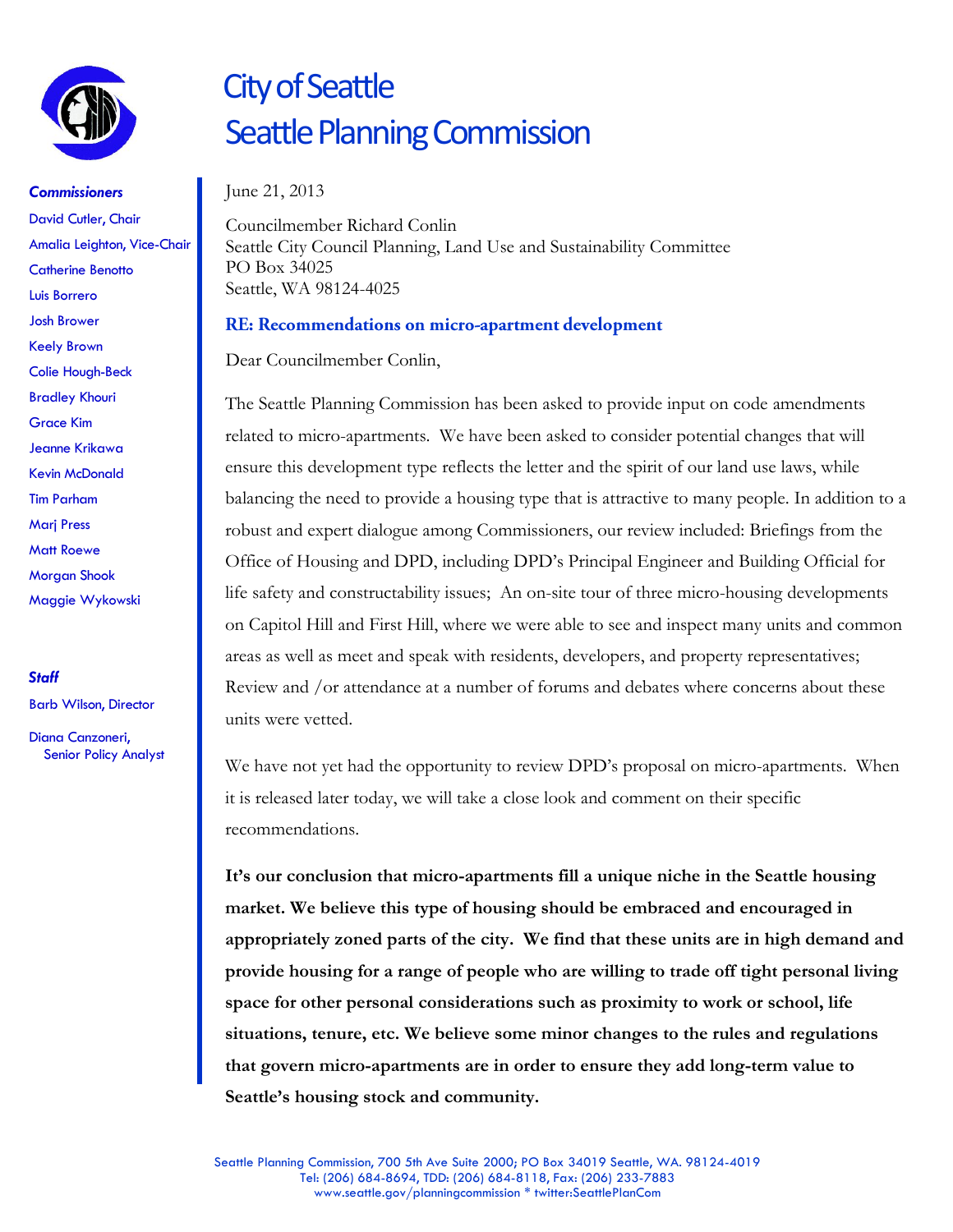# City of Seattle
# Seattle Planning Commission

***Commissioners***

David Cutler, Chair
Amalia Leighton, Vice-Chair
Catherine Benotto
Luis Borrero
Josh Brower
Keely Brown
Colie Hough-Beck
Bradley Khouri
Grace Kim
Jeanne Krikawa
Kevin McDonald
Tim Parham
Marj Press
Matt Roewe
Morgan Shook
Maggie Wykowski

***Staff***

Barb Wilson, Director
Diana Canzoneri, Senior Policy Analyst

June 21, 2013

Councilmember Richard Conlin
Seattle City Council Planning, Land Use and Sustainability Committee
PO Box 34025
Seattle, WA 98124-4025

**RE: Recommendations on micro-apartment development**

Dear Councilmember Conlin,

The Seattle Planning Commission has been asked to provide input on code amendments related to micro-apartments. We have been asked to consider potential changes that will ensure this development type reflects the letter and the spirit of our land use laws, while balancing the need to provide a housing type that is attractive to many people. In addition to a robust and expert dialogue among Commissioners, our review included: Briefings from the Office of Housing and DPD, including DPD's Principal Engineer and Building Official for life safety and constructability issues; An on-site tour of three micro-housing developments on Capitol Hill and First Hill, where we were able to see and inspect many units and common areas as well as meet and speak with residents, developers, and property representatives; Review and /or attendance at a number of forums and debates where concerns about these units were vetted.

We have not yet had the opportunity to review DPD's proposal on micro-apartments. When it is released later today, we will take a close look and comment on their specific recommendations.

**It's our conclusion that micro-apartments fill a unique niche in the Seattle housing market. We believe this type of housing should be embraced and encouraged in appropriately zoned parts of the city. We find that these units are in high demand and provide housing for a range of people who are willing to trade off tight personal living space for other personal considerations such as proximity to work or school, life situations, tenure, etc. We believe some minor changes to the rules and regulations that govern micro-apartments are in order to ensure they add long-term value to Seattle's housing stock and community.**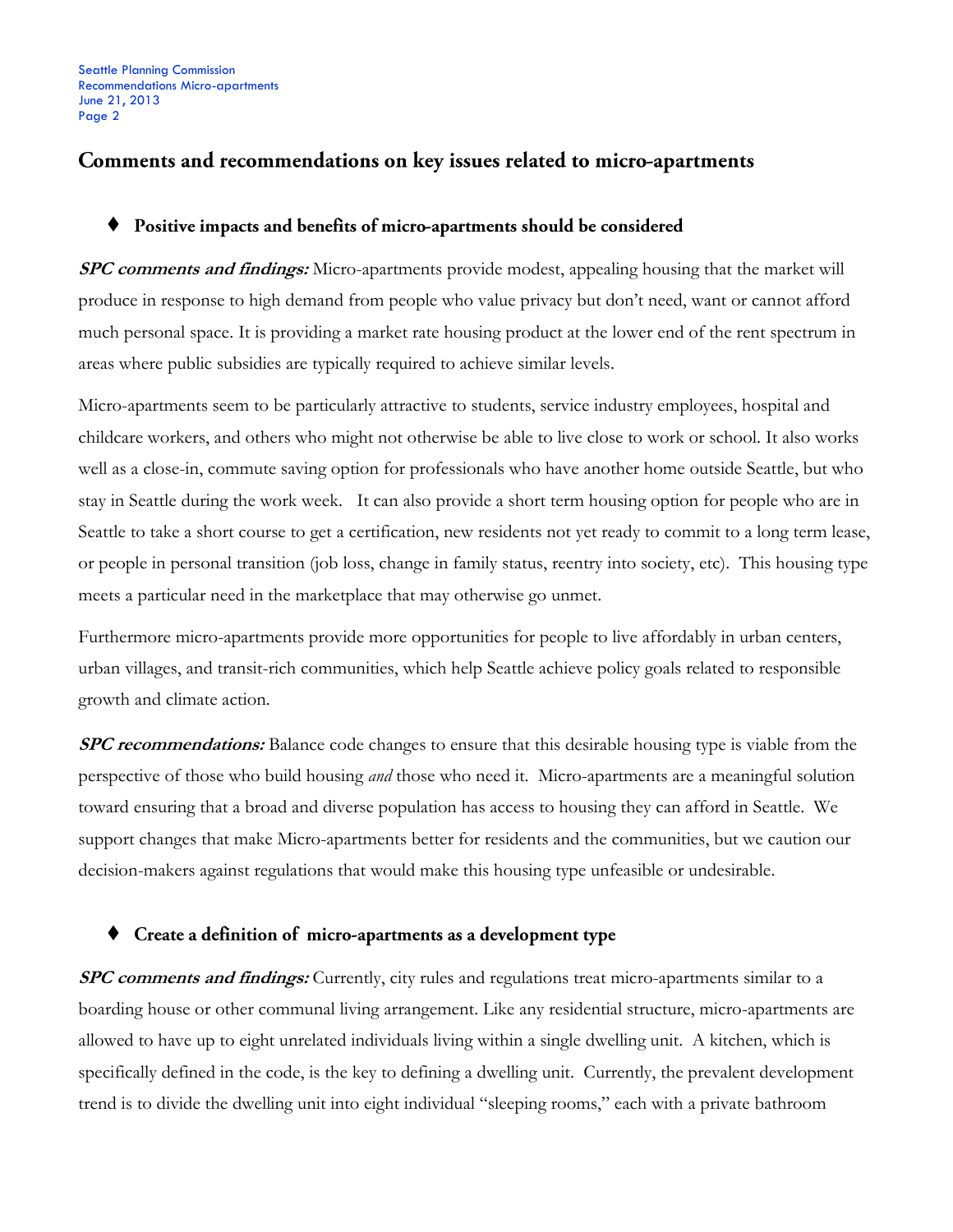## Comments and recommendations on key issues related to micro-apartments

### ♦ Positive impacts and benefits of micro-apartments should be considered

***SPC comments and findings:*** Micro-apartments provide modest, appealing housing that the market will produce in response to high demand from people who value privacy but don't need, want or cannot afford much personal space. It is providing a market rate housing product at the lower end of the rent spectrum in areas where public subsidies are typically required to achieve similar levels.

Micro-apartments seem to be particularly attractive to students, service industry employees, hospital and childcare workers, and others who might not otherwise be able to live close to work or school. It also works well as a close-in, commute saving option for professionals who have another home outside Seattle, but who stay in Seattle during the work week. It can also provide a short term housing option for people who are in Seattle to take a short course to get a certification, new residents not yet ready to commit to a long term lease, or people in personal transition (job loss, change in family status, reentry into society, etc). This housing type meets a particular need in the marketplace that may otherwise go unmet.

Furthermore micro-apartments provide more opportunities for people to live affordably in urban centers, urban villages, and transit-rich communities, which help Seattle achieve policy goals related to responsible growth and climate action.

***SPC recommendations:*** Balance code changes to ensure that this desirable housing type is viable from the perspective of those who build housing *and* those who need it. Micro-apartments are a meaningful solution toward ensuring that a broad and diverse population has access to housing they can afford in Seattle. We support changes that make Micro-apartments better for residents and the communities, but we caution our decision-makers against regulations that would make this housing type unfeasible or undesirable.

### ♦ Create a definition of micro-apartments as a development type

***SPC comments and findings:*** Currently, city rules and regulations treat micro-apartments similar to a boarding house or other communal living arrangement. Like any residential structure, micro-apartments are allowed to have up to eight unrelated individuals living within a single dwelling unit. A kitchen, which is specifically defined in the code, is the key to defining a dwelling unit. Currently, the prevalent development trend is to divide the dwelling unit into eight individual "sleeping rooms," each with a private bathroom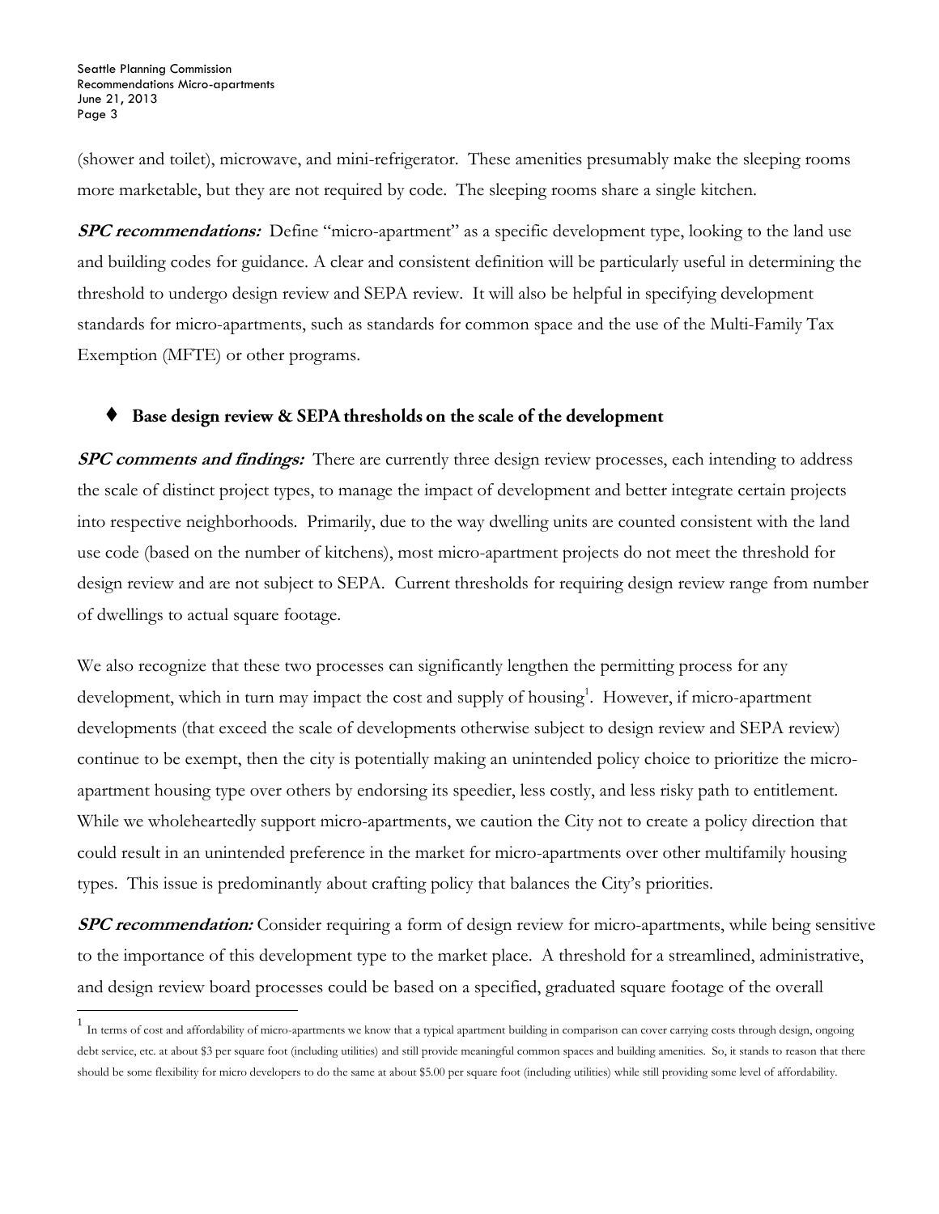(shower and toilet), microwave, and mini-refrigerator. These amenities presumably make the sleeping rooms more marketable, but they are not required by code. The sleeping rooms share a single kitchen.

***SPC recommendations:*** Define "micro-apartment" as a specific development type, looking to the land use and building codes for guidance. A clear and consistent definition will be particularly useful in determining the threshold to undergo design review and SEPA review. It will also be helpful in specifying development standards for micro-apartments, such as standards for common space and the use of the Multi-Family Tax Exemption (MFTE) or other programs.

- **Base design review & SEPA thresholds on the scale of the development**

***SPC comments and findings:*** There are currently three design review processes, each intending to address the scale of distinct project types, to manage the impact of development and better integrate certain projects into respective neighborhoods. Primarily, due to the way dwelling units are counted consistent with the land use code (based on the number of kitchens), most micro-apartment projects do not meet the threshold for design review and are not subject to SEPA. Current thresholds for requiring design review range from number of dwellings to actual square footage.

We also recognize that these two processes can significantly lengthen the permitting process for any development, which in turn may impact the cost and supply of housing[1]. However, if micro-apartment developments (that exceed the scale of developments otherwise subject to design review and SEPA review) continue to be exempt, then the city is potentially making an unintended policy choice to prioritize the micro-apartment housing type over others by endorsing its speedier, less costly, and less risky path to entitlement. While we wholeheartedly support micro-apartments, we caution the City not to create a policy direction that could result in an unintended preference in the market for micro-apartments over other multifamily housing types. This issue is predominantly about crafting policy that balances the City's priorities.

***SPC recommendation:*** Consider requiring a form of design review for micro-apartments, while being sensitive to the importance of this development type to the market place. A threshold for a streamlined, administrative, and design review board processes could be based on a specified, graduated square footage of the overall

---

[1] In terms of cost and affordability of micro-apartments we know that a typical apartment building in comparison can cover carrying costs through design, ongoing debt service, etc. at about $3 per square foot (including utilities) and still provide meaningful common spaces and building amenities. So, it stands to reason that there should be some flexibility for micro developers to do the same at about $5.00 per square foot (including utilities) while still providing some level of affordability.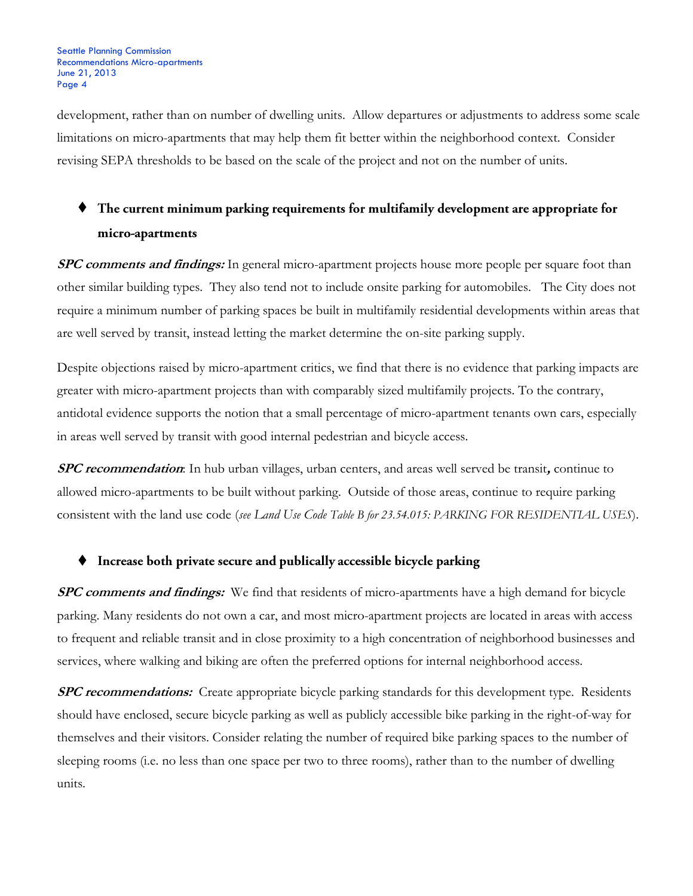development, rather than on number of dwelling units. Allow departures or adjustments to address some scale limitations on micro-apartments that may help them fit better within the neighborhood context. Consider revising SEPA thresholds to be based on the scale of the project and not on the number of units.

- **The current minimum parking requirements for multifamily development are appropriate for micro-apartments**

***SPC comments and findings:*** In general micro-apartment projects house more people per square foot than other similar building types. They also tend not to include onsite parking for automobiles. The City does not require a minimum number of parking spaces be built in multifamily residential developments within areas that are well served by transit, instead letting the market determine the on-site parking supply.

Despite objections raised by micro-apartment critics, we find that there is no evidence that parking impacts are greater with micro-apartment projects than with comparably sized multifamily projects. To the contrary, antidotal evidence supports the notion that a small percentage of micro-apartment tenants own cars, especially in areas well served by transit with good internal pedestrian and bicycle access.

***SPC recommendation***: In hub urban villages, urban centers, and areas well served be transit**,** continue to allowed micro-apartments to be built without parking. Outside of those areas, continue to require parking consistent with the land use code (*see Land Use Code Table B for 23.54.015: PARKING FOR RESIDENTIAL USES*).

- **Increase both private secure and publically accessible bicycle parking**

***SPC comments and findings:*** We find that residents of micro-apartments have a high demand for bicycle parking. Many residents do not own a car, and most micro-apartment projects are located in areas with access to frequent and reliable transit and in close proximity to a high concentration of neighborhood businesses and services, where walking and biking are often the preferred options for internal neighborhood access.

***SPC recommendations:*** Create appropriate bicycle parking standards for this development type. Residents should have enclosed, secure bicycle parking as well as publicly accessible bike parking in the right-of-way for themselves and their visitors. Consider relating the number of required bike parking spaces to the number of sleeping rooms (i.e. no less than one space per two to three rooms), rather than to the number of dwelling units.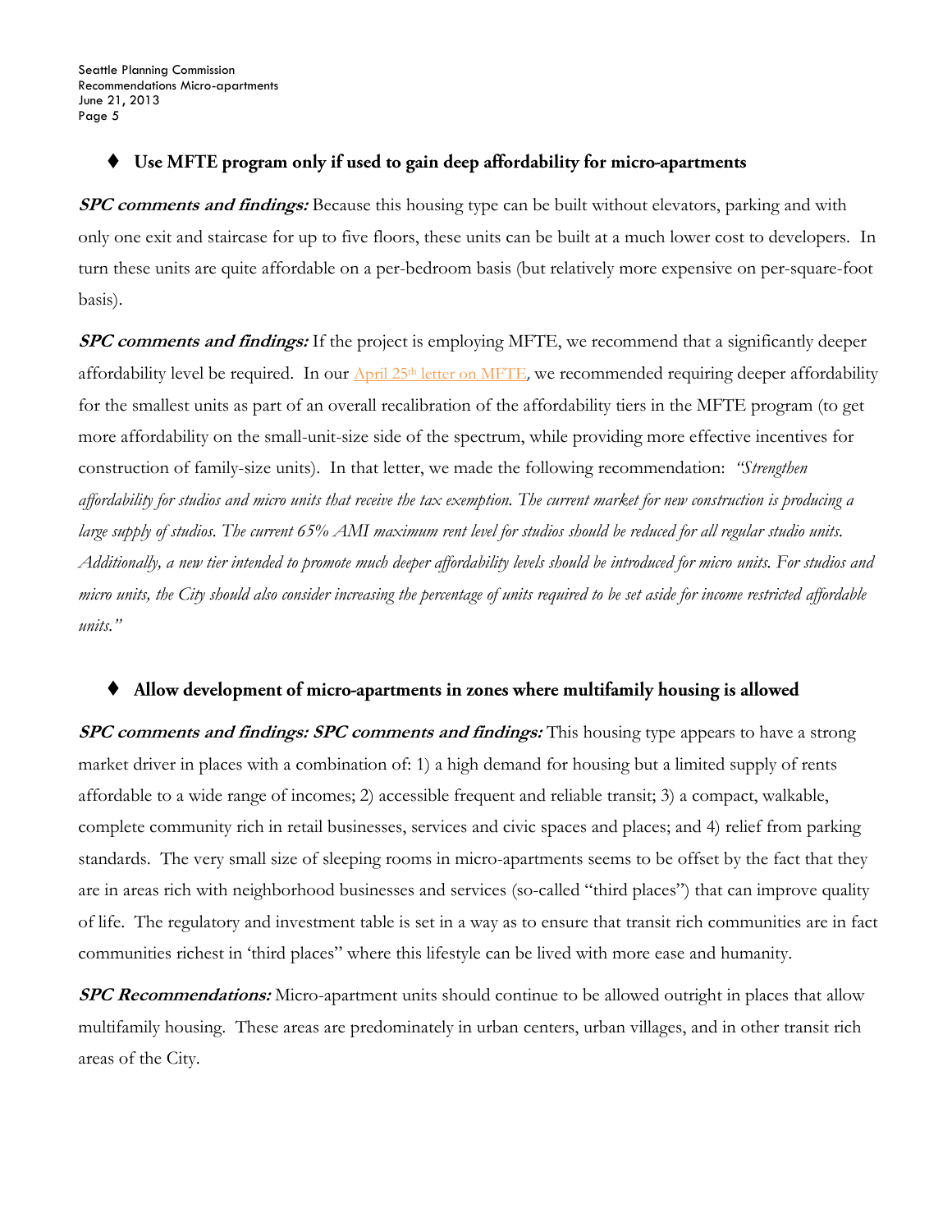## ♦ Use MFTE program only if used to gain deep affordability for micro-apartments

***SPC comments and findings:*** Because this housing type can be built without elevators, parking and with only one exit and staircase for up to five floors, these units can be built at a much lower cost to developers. In turn these units are quite affordable on a per-bedroom basis (but relatively more expensive on per-square-foot basis).

***SPC comments and findings:*** If the project is employing MFTE, we recommend that a significantly deeper affordability level be required. In our April 25th letter on MFTE, we recommended requiring deeper affordability for the smallest units as part of an overall recalibration of the affordability tiers in the MFTE program (to get more affordability on the small-unit-size side of the spectrum, while providing more effective incentives for construction of family-size units). In that letter, we made the following recommendation: *"Strengthen affordability for studios and micro units that receive the tax exemption. The current market for new construction is producing a large supply of studios. The current 65% AMI maximum rent level for studios should be reduced for all regular studio units. Additionally, a new tier intended to promote much deeper affordability levels should be introduced for micro units. For studios and micro units, the City should also consider increasing the percentage of units required to be set aside for income restricted affordable units."*

## ♦ Allow development of micro-apartments in zones where multifamily housing is allowed

***SPC comments and findings: SPC comments and findings:*** This housing type appears to have a strong market driver in places with a combination of: 1) a high demand for housing but a limited supply of rents affordable to a wide range of incomes; 2) accessible frequent and reliable transit; 3) a compact, walkable, complete community rich in retail businesses, services and civic spaces and places; and 4) relief from parking standards. The very small size of sleeping rooms in micro-apartments seems to be offset by the fact that they are in areas rich with neighborhood businesses and services (so-called "third places") that can improve quality of life. The regulatory and investment table is set in a way as to ensure that transit rich communities are in fact communities richest in 'third places" where this lifestyle can be lived with more ease and humanity.

***SPC Recommendations:*** Micro-apartment units should continue to be allowed outright in places that allow multifamily housing. These areas are predominately in urban centers, urban villages, and in other transit rich areas of the City.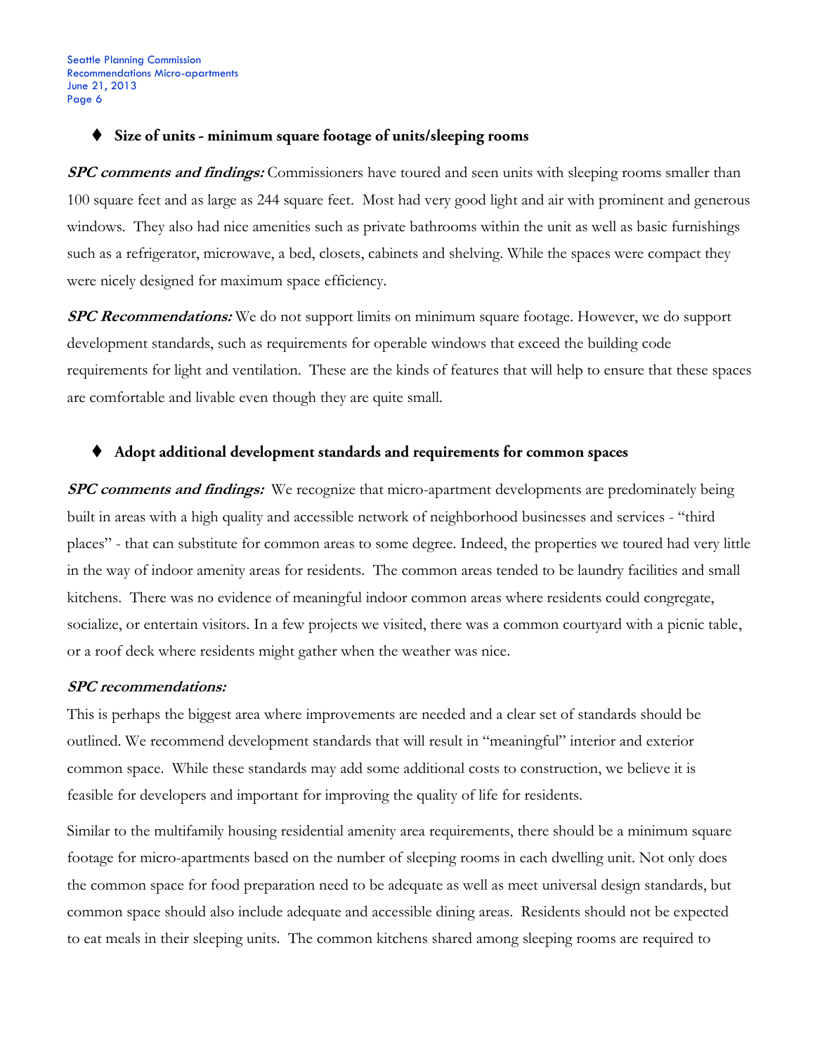- **Size of units - minimum square footage of units/sleeping rooms**

***SPC comments and findings:*** Commissioners have toured and seen units with sleeping rooms smaller than 100 square feet and as large as 244 square feet. Most had very good light and air with prominent and generous windows. They also had nice amenities such as private bathrooms within the unit as well as basic furnishings such as a refrigerator, microwave, a bed, closets, cabinets and shelving. While the spaces were compact they were nicely designed for maximum space efficiency.

***SPC Recommendations:*** We do not support limits on minimum square footage. However, we do support development standards, such as requirements for operable windows that exceed the building code requirements for light and ventilation. These are the kinds of features that will help to ensure that these spaces are comfortable and livable even though they are quite small.

- **Adopt additional development standards and requirements for common spaces**

***SPC comments and findings:*** We recognize that micro-apartment developments are predominately being built in areas with a high quality and accessible network of neighborhood businesses and services - "third places" - that can substitute for common areas to some degree. Indeed, the properties we toured had very little in the way of indoor amenity areas for residents. The common areas tended to be laundry facilities and small kitchens. There was no evidence of meaningful indoor common areas where residents could congregate, socialize, or entertain visitors. In a few projects we visited, there was a common courtyard with a picnic table, or a roof deck where residents might gather when the weather was nice.

***SPC recommendations:***

This is perhaps the biggest area where improvements are needed and a clear set of standards should be outlined. We recommend development standards that will result in "meaningful" interior and exterior common space. While these standards may add some additional costs to construction, we believe it is feasible for developers and important for improving the quality of life for residents.

Similar to the multifamily housing residential amenity area requirements, there should be a minimum square footage for micro-apartments based on the number of sleeping rooms in each dwelling unit. Not only does the common space for food preparation need to be adequate as well as meet universal design standards, but common space should also include adequate and accessible dining areas. Residents should not be expected to eat meals in their sleeping units. The common kitchens shared among sleeping rooms are required to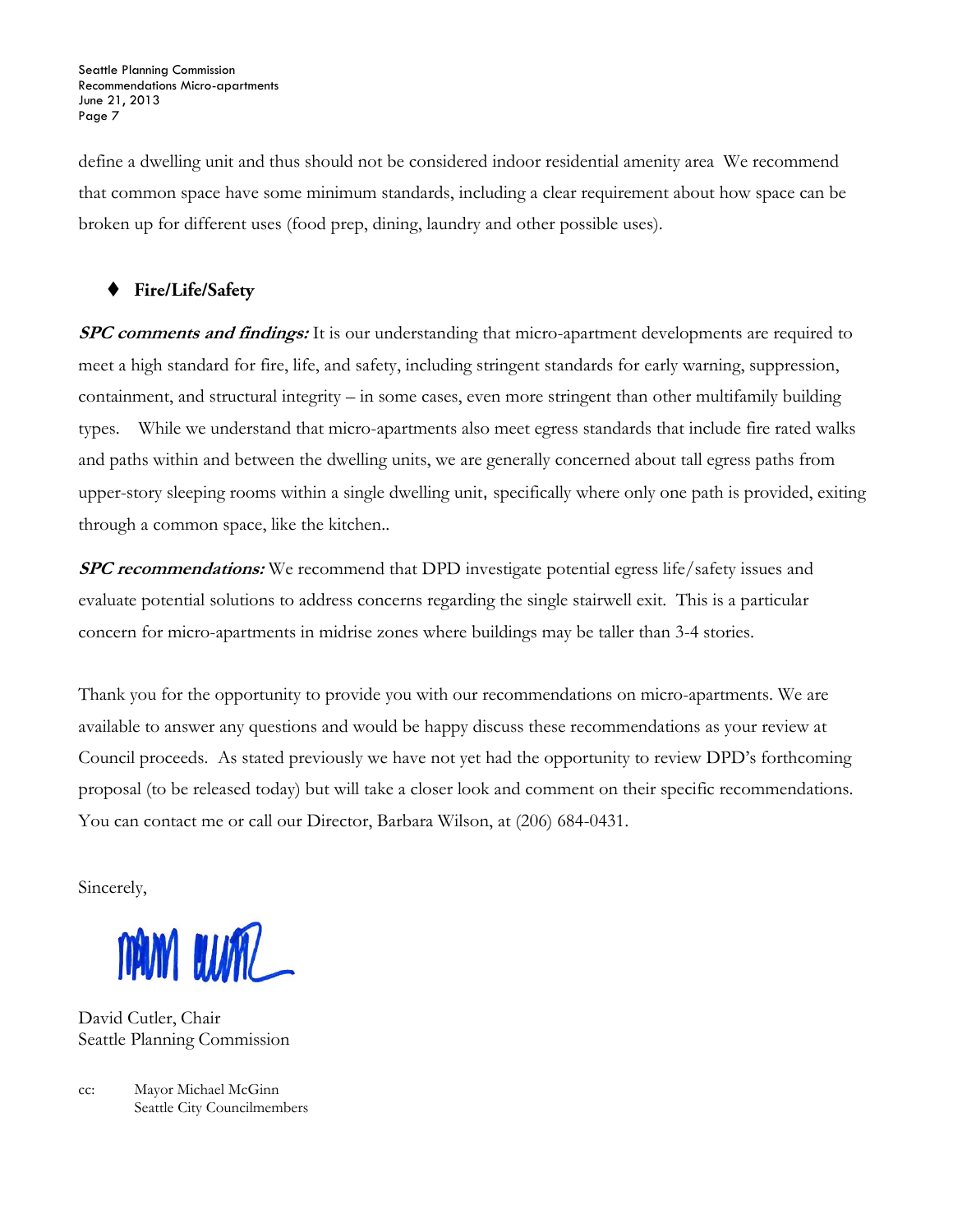define a dwelling unit and thus should not be considered indoor residential amenity area We recommend that common space have some minimum standards, including a clear requirement about how space can be broken up for different uses (food prep, dining, laundry and other possible uses).

- **Fire/Life/Safety**

***SPC comments and findings:*** It is our understanding that micro-apartment developments are required to meet a high standard for fire, life, and safety, including stringent standards for early warning, suppression, containment, and structural integrity – in some cases, even more stringent than other multifamily building types. While we understand that micro-apartments also meet egress standards that include fire rated walks and paths within and between the dwelling units, we are generally concerned about tall egress paths from upper-story sleeping rooms within a single dwelling unit, specifically where only one path is provided, exiting through a common space, like the kitchen..

***SPC recommendations:*** We recommend that DPD investigate potential egress life/safety issues and evaluate potential solutions to address concerns regarding the single stairwell exit. This is a particular concern for micro-apartments in midrise zones where buildings may be taller than 3-4 stories.

Thank you for the opportunity to provide you with our recommendations on micro-apartments. We are available to answer any questions and would be happy discuss these recommendations as your review at Council proceeds. As stated previously we have not yet had the opportunity to review DPD's forthcoming proposal (to be released today) but will take a closer look and comment on their specific recommendations. You can contact me or call our Director, Barbara Wilson, at (206) 684-0431.

Sincerely,

David Cutler, Chair
Seattle Planning Commission

cc: Mayor Michael McGinn
Seattle City Councilmembers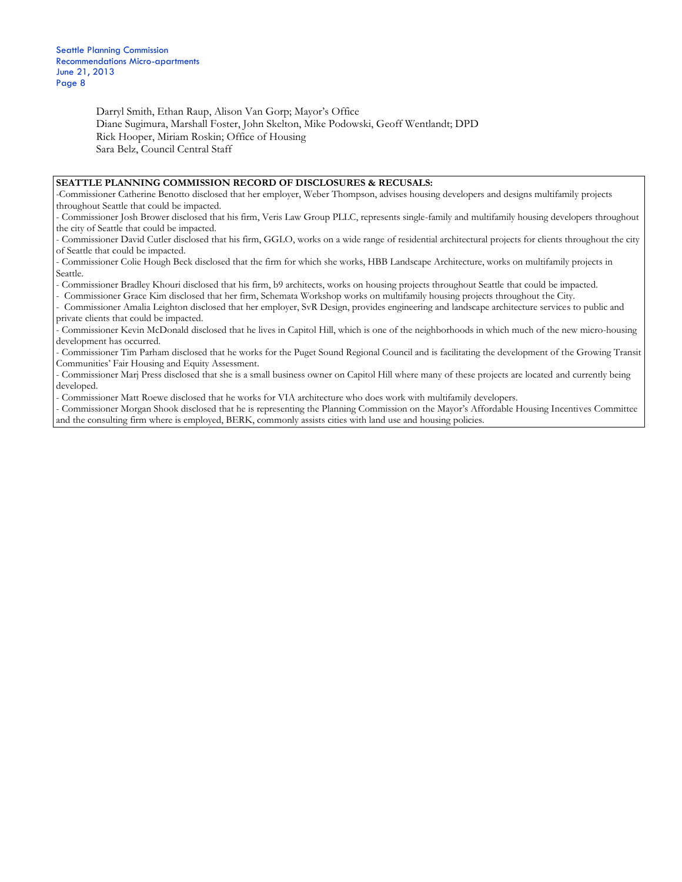Darryl Smith, Ethan Raup, Alison Van Gorp; Mayor's Office
Diane Sugimura, Marshall Foster, John Skelton, Mike Podowski, Geoff Wentlandt; DPD
Rick Hooper, Miriam Roskin; Office of Housing
Sara Belz, Council Central Staff

**SEATTLE PLANNING COMMISSION RECORD OF DISCLOSURES & RECUSALS:**

-Commissioner Catherine Benotto disclosed that her employer, Weber Thompson, advises housing developers and designs multifamily projects throughout Seattle that could be impacted.

- Commissioner Josh Brower disclosed that his firm, Veris Law Group PLLC, represents single-family and multifamily housing developers throughout the city of Seattle that could be impacted.
- Commissioner David Cutler disclosed that his firm, GGLO, works on a wide range of residential architectural projects for clients throughout the city of Seattle that could be impacted.
- Commissioner Colie Hough Beck disclosed that the firm for which she works, HBB Landscape Architecture, works on multifamily projects in Seattle.
- Commissioner Bradley Khouri disclosed that his firm, b9 architects, works on housing projects throughout Seattle that could be impacted.
- Commissioner Grace Kim disclosed that her firm, Schemata Workshop works on multifamily housing projects throughout the City.
- Commissioner Amalia Leighton disclosed that her employer, SvR Design, provides engineering and landscape architecture services to public and private clients that could be impacted.
- Commissioner Kevin McDonald disclosed that he lives in Capitol Hill, which is one of the neighborhoods in which much of the new micro-housing development has occurred.
- Commissioner Tim Parham disclosed that he works for the Puget Sound Regional Council and is facilitating the development of the Growing Transit Communities' Fair Housing and Equity Assessment.
- Commissioner Marj Press disclosed that she is a small business owner on Capitol Hill where many of these projects are located and currently being developed.
- Commissioner Matt Roewe disclosed that he works for VIA architecture who does work with multifamily developers.
- Commissioner Morgan Shook disclosed that he is representing the Planning Commission on the Mayor's Affordable Housing Incentives Committee and the consulting firm where is employed, BERK, commonly assists cities with land use and housing policies.